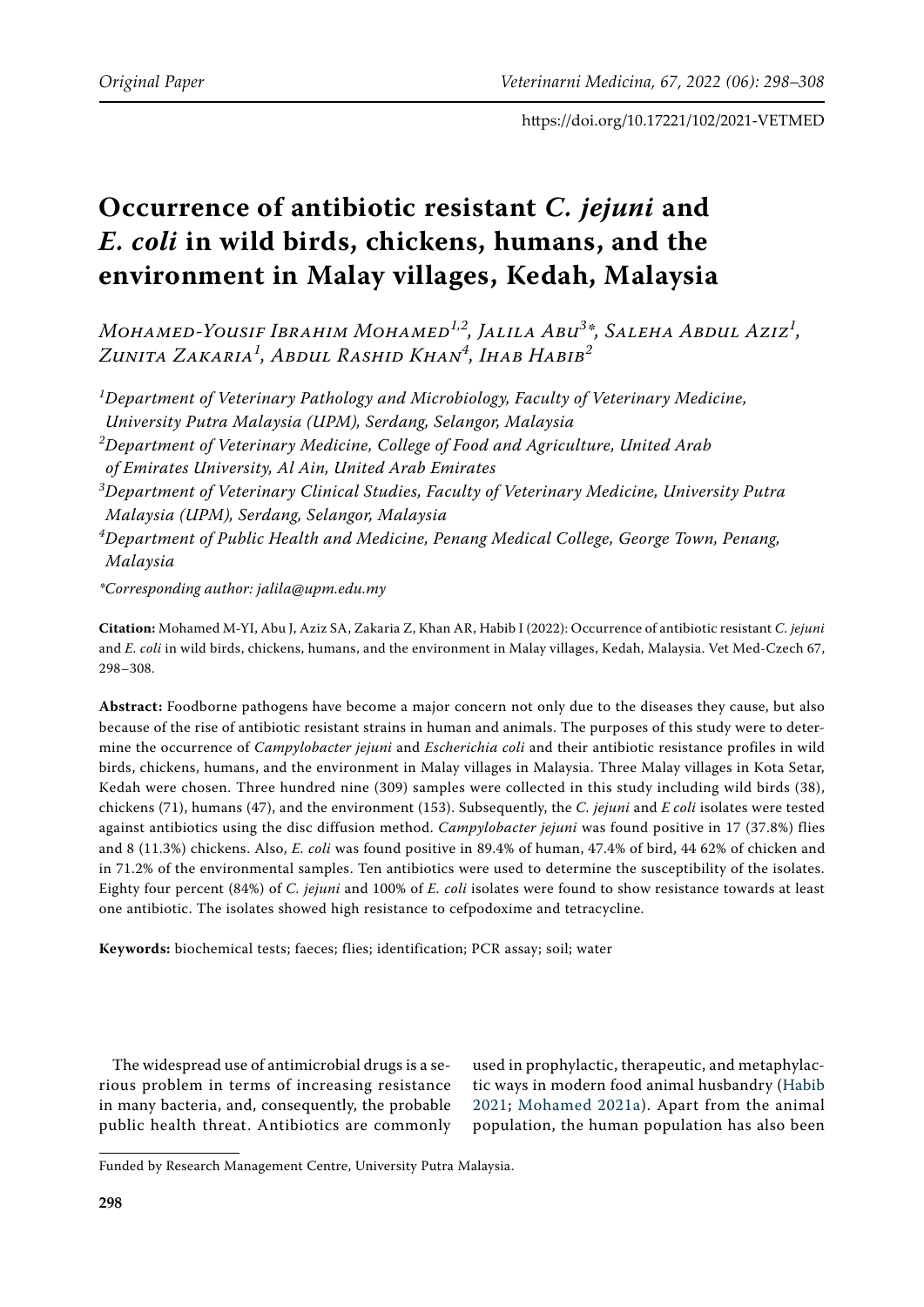# Occurrence of antibiotic resistant *C. jejuni* and *E. coli* in wild birds, chickens, humans, and the environment in Malay villages, Kedah, Malaysia

*Mohamed-Yousif Ibrahim Mohamed*[1,2], *Jalila Abu*[3]*, *Saleha Abdul Aziz*[1], *Zunita Zakaria*[1], *Abdul Rashid Khan*[4], *Ihab Habib*[2]

[1]*Department of Veterinary Pathology and Microbiology, Faculty of Veterinary Medicine, University Putra Malaysia (UPM), Serdang, Selangor, Malaysia*

[2]*Department of Veterinary Medicine, College of Food and Agriculture, United Arab of Emirates University, Al Ain, United Arab Emirates*

[3]*Department of Veterinary Clinical Studies, Faculty of Veterinary Medicine, University Putra Malaysia (UPM), Serdang, Selangor, Malaysia*

[4]*Department of Public Health and Medicine, Penang Medical College, George Town, Penang, Malaysia*

*\*Corresponding author: jalila@upm.edu.my*

**Citation:** Mohamed M-YI, Abu J, Aziz SA, Zakaria Z, Khan AR, Habib I (2022): Occurrence of antibiotic resistant *C. jejuni* and *E. coli* in wild birds, chickens, humans, and the environment in Malay villages, Kedah, Malaysia. Vet Med-Czech 67, 298–308.

**Abstract:** Foodborne pathogens have become a major concern not only due to the diseases they cause, but also because of the rise of antibiotic resistant strains in human and animals. The purposes of this study were to determine the occurrence of *Campylobacter jejuni* and *Escherichia coli* and their antibiotic resistance profiles in wild birds, chickens, humans, and the environment in Malay villages in Malaysia. Three Malay villages in Kota Setar, Kedah were chosen. Three hundred nine (309) samples were collected in this study including wild birds (38), chickens (71), humans (47), and the environment (153). Subsequently, the *C. jejuni* and *E coli* isolates were tested against antibiotics using the disc diffusion method. *Campylobacter jejuni* was found positive in 17 (37.8%) flies and 8 (11.3%) chickens. Also, *E. coli* was found positive in 89.4% of human, 47.4% of bird, 44 62% of chicken and in 71.2% of the environmental samples. Ten antibiotics were used to determine the susceptibility of the isolates. Eighty four percent (84%) of *C. jejuni* and 100% of *E. coli* isolates were found to show resistance towards at least one antibiotic. The isolates showed high resistance to cefpodoxime and tetracycline.

**Keywords:** biochemical tests; faeces; flies; identification; PCR assay; soil; water

The widespread use of antimicrobial drugs is a serious problem in terms of increasing resistance in many bacteria, and, consequently, the probable public health threat. Antibiotics are commonly used in prophylactic, therapeutic, and metaphylactic ways in modern food animal husbandry (Habib 2021; Mohamed 2021a). Apart from the animal population, the human population has also been

Funded by Research Management Centre, University Putra Malaysia.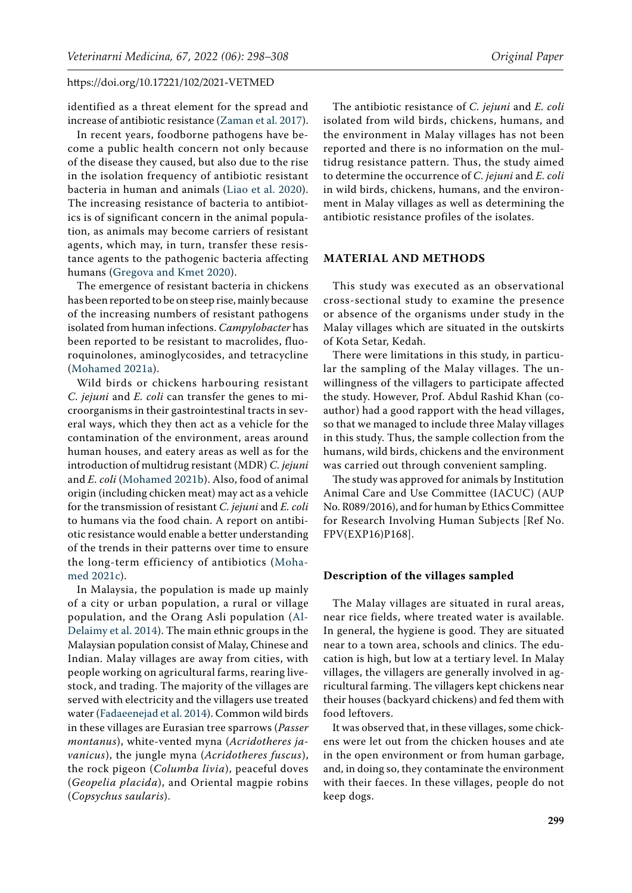identified as a threat element for the spread and increase of antibiotic resistance (Zaman et al. 2017).

In recent years, foodborne pathogens have become a public health concern not only because of the disease they caused, but also due to the rise in the isolation frequency of antibiotic resistant bacteria in human and animals (Liao et al. 2020). The increasing resistance of bacteria to antibiotics is of significant concern in the animal population, as animals may become carriers of resistant agents, which may, in turn, transfer these resistance agents to the pathogenic bacteria affecting humans (Gregova and Kmet 2020).

The emergence of resistant bacteria in chickens has been reported to be on steep rise, mainly because of the increasing numbers of resistant pathogens isolated from human infections. *Campylobacter* has been reported to be resistant to macrolides, fluoroquinolones, aminoglycosides, and tetracycline (Mohamed 2021a).

Wild birds or chickens harbouring resistant *C. jejuni* and *E. coli* can transfer the genes to microorganisms in their gastrointestinal tracts in several ways, which they then act as a vehicle for the contamination of the environment, areas around human houses, and eatery areas as well as for the introduction of multidrug resistant (MDR) *C. jejuni* and *E. coli* (Mohamed 2021b). Also, food of animal origin (including chicken meat) may act as a vehicle for the transmission of resistant *C. jejuni* and *E. coli* to humans via the food chain. A report on antibiotic resistance would enable a better understanding of the trends in their patterns over time to ensure the long-term efficiency of antibiotics (Mohamed 2021c).

In Malaysia, the population is made up mainly of a city or urban population, a rural or village population, and the Orang Asli population (Al-Delaimy et al. 2014). The main ethnic groups in the Malaysian population consist of Malay, Chinese and Indian. Malay villages are away from cities, with people working on agricultural farms, rearing livestock, and trading. The majority of the villages are served with electricity and the villagers use treated water (Fadaeenejad et al. 2014). Common wild birds in these villages are Eurasian tree sparrows (*Passer montanus*), white-vented myna (*Acridotheres javanicus*), the jungle myna (*Acridotheres fuscus*), the rock pigeon (*Columba livia*), peaceful doves (*Geopelia placida*), and Oriental magpie robins (*Copsychus saularis*).

The antibiotic resistance of *C. jejuni* and *E. coli* isolated from wild birds, chickens, humans, and the environment in Malay villages has not been reported and there is no information on the multidrug resistance pattern. Thus, the study aimed to determine the occurrence of *C. jejuni* and *E. coli* in wild birds, chickens, humans, and the environment in Malay villages as well as determining the antibiotic resistance profiles of the isolates.

## MATERIAL AND METHODS

This study was executed as an observational cross-sectional study to examine the presence or absence of the organisms under study in the Malay villages which are situated in the outskirts of Kota Setar, Kedah.

There were limitations in this study, in particular the sampling of the Malay villages. The unwillingness of the villagers to participate affected the study. However, Prof. Abdul Rashid Khan (co-author) had a good rapport with the head villages, so that we managed to include three Malay villages in this study. Thus, the sample collection from the humans, wild birds, chickens and the environment was carried out through convenient sampling.

The study was approved for animals by Institution Animal Care and Use Committee (IACUC) (AUP No. R089/2016), and for human by Ethics Committee for Research Involving Human Subjects [Ref No. FPV(EXP16)P168].

### Description of the villages sampled

The Malay villages are situated in rural areas, near rice fields, where treated water is available. In general, the hygiene is good. They are situated near to a town area, schools and clinics. The education is high, but low at a tertiary level. In Malay villages, the villagers are generally involved in agricultural farming. The villagers kept chickens near their houses (backyard chickens) and fed them with food leftovers.

It was observed that, in these villages, some chickens were let out from the chicken houses and ate in the open environment or from human garbage, and, in doing so, they contaminate the environment with their faeces. In these villages, people do not keep dogs.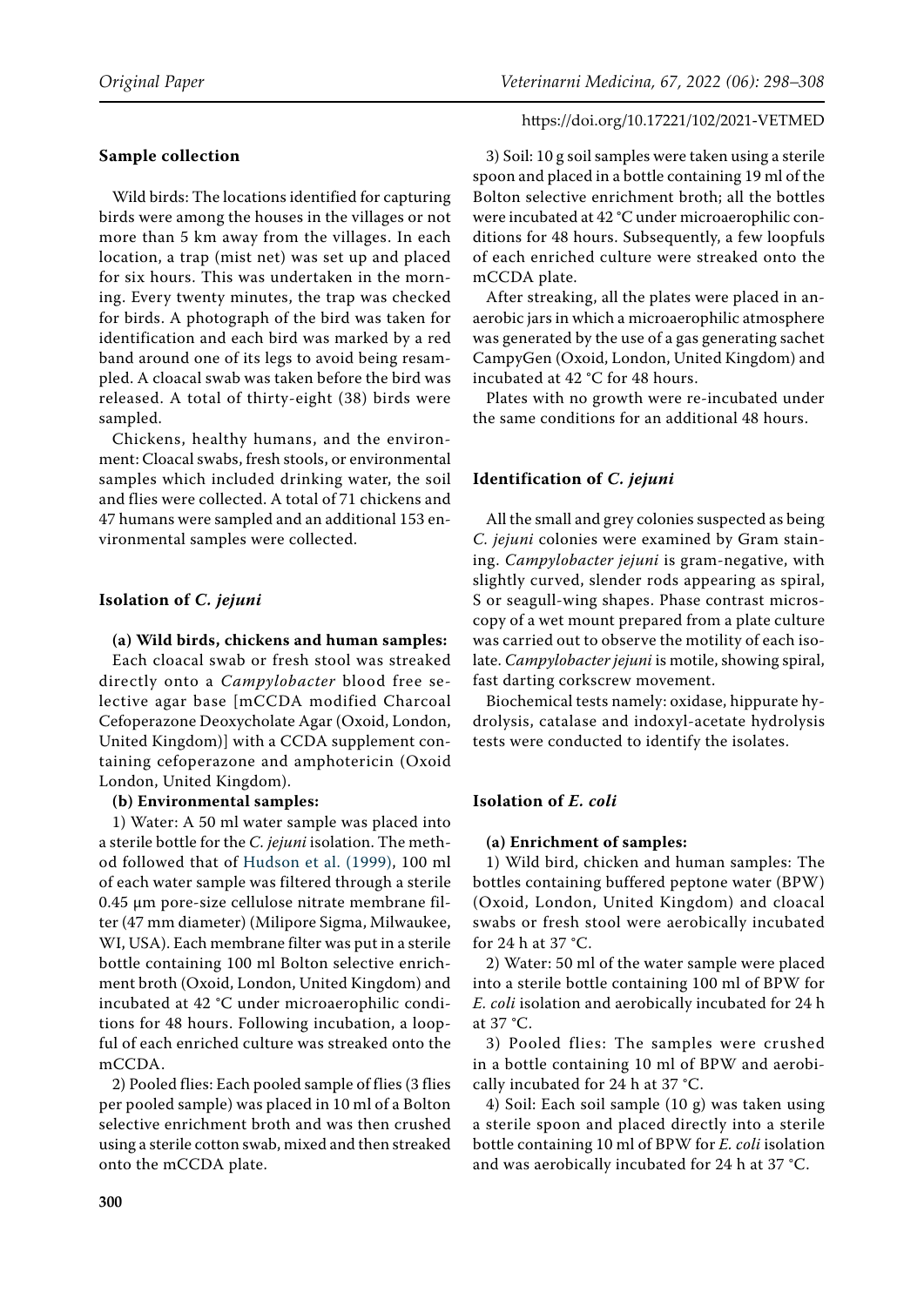## Sample collection

Wild birds: The locations identified for capturing birds were among the houses in the villages or not more than 5 km away from the villages. In each location, a trap (mist net) was set up and placed for six hours. This was undertaken in the morning. Every twenty minutes, the trap was checked for birds. A photograph of the bird was taken for identification and each bird was marked by a red band around one of its legs to avoid being resampled. A cloacal swab was taken before the bird was released. A total of thirty-eight (38) birds were sampled.

Chickens, healthy humans, and the environment: Cloacal swabs, fresh stools, or environmental samples which included drinking water, the soil and flies were collected. A total of 71 chickens and 47 humans were sampled and an additional 153 environmental samples were collected.

## Isolation of *C. jejuni*

**(a) Wild birds, chickens and human samples:**

Each cloacal swab or fresh stool was streaked directly onto a *Campylobacter* blood free selective agar base [mCCDA modified Charcoal Cefoperazone Deoxycholate Agar (Oxoid, London, United Kingdom)] with a CCDA supplement containing cefoperazone and amphotericin (Oxoid London, United Kingdom).

**(b) Environmental samples:**

1) Water: A 50 ml water sample was placed into a sterile bottle for the *C. jejuni* isolation. The method followed that of Hudson et al. (1999), 100 ml of each water sample was filtered through a sterile 0.45 µm pore-size cellulose nitrate membrane filter (47 mm diameter) (Milipore Sigma, Milwaukee, WI, USA). Each membrane filter was put in a sterile bottle containing 100 ml Bolton selective enrichment broth (Oxoid, London, United Kingdom) and incubated at 42 °C under microaerophilic conditions for 48 hours. Following incubation, a loopful of each enriched culture was streaked onto the mCCDA.

2) Pooled flies: Each pooled sample of flies (3 flies per pooled sample) was placed in 10 ml of a Bolton selective enrichment broth and was then crushed using a sterile cotton swab, mixed and then streaked onto the mCCDA plate.

3) Soil: 10 g soil samples were taken using a sterile spoon and placed in a bottle containing 19 ml of the Bolton selective enrichment broth; all the bottles were incubated at 42 °C under microaerophilic conditions for 48 hours. Subsequently, a few loopfuls of each enriched culture were streaked onto the mCCDA plate.

After streaking, all the plates were placed in anaerobic jars in which a microaerophilic atmosphere was generated by the use of a gas generating sachet CampyGen (Oxoid, London, United Kingdom) and incubated at 42 °C for 48 hours.

Plates with no growth were re-incubated under the same conditions for an additional 48 hours.

## Identification of *C. jejuni*

All the small and grey colonies suspected as being *C. jejuni* colonies were examined by Gram staining. *Campylobacter jejuni* is gram-negative, with slightly curved, slender rods appearing as spiral, S or seagull-wing shapes. Phase contrast microscopy of a wet mount prepared from a plate culture was carried out to observe the motility of each isolate. *Campylobacter jejuni* is motile, showing spiral, fast darting corkscrew movement.

Biochemical tests namely: oxidase, hippurate hydrolysis, catalase and indoxyl-acetate hydrolysis tests were conducted to identify the isolates.

## Isolation of *E. coli*

**(a) Enrichment of samples:**

1) Wild bird, chicken and human samples: The bottles containing buffered peptone water (BPW) (Oxoid, London, United Kingdom) and cloacal swabs or fresh stool were aerobically incubated for 24 h at 37 °C.

2) Water: 50 ml of the water sample were placed into a sterile bottle containing 100 ml of BPW for *E. coli* isolation and aerobically incubated for 24 h at 37 °C.

3) Pooled flies: The samples were crushed in a bottle containing 10 ml of BPW and aerobically incubated for 24 h at 37 °C.

4) Soil: Each soil sample (10 g) was taken using a sterile spoon and placed directly into a sterile bottle containing 10 ml of BPW for *E. coli* isolation and was aerobically incubated for 24 h at 37 °C.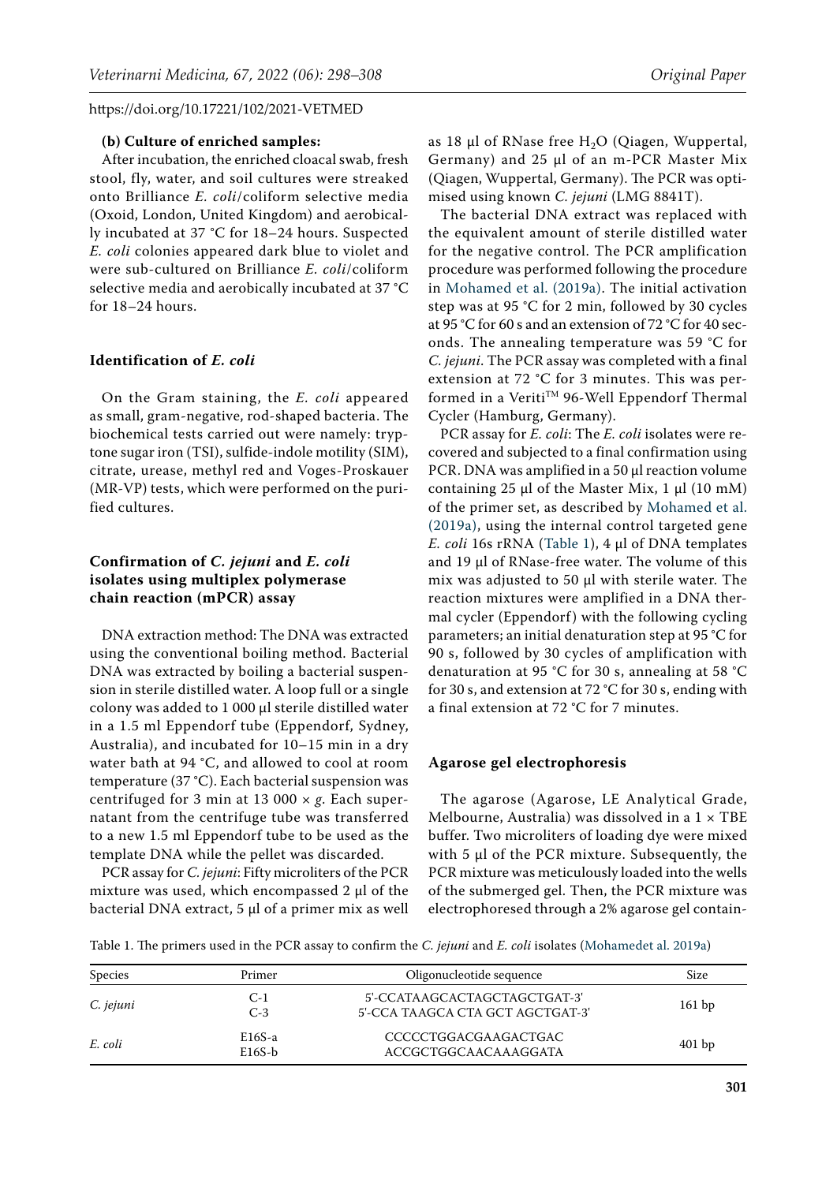**(b) Culture of enriched samples:**

After incubation, the enriched cloacal swab, fresh stool, fly, water, and soil cultures were streaked onto Brilliance *E. coli*/coliform selective media (Oxoid, London, United Kingdom) and aerobically incubated at 37 °C for 18–24 hours. Suspected *E. coli* colonies appeared dark blue to violet and were sub-cultured on Brilliance *E. coli*/coliform selective media and aerobically incubated at 37 °C for 18–24 hours.

### Identification of *E. coli*

On the Gram staining, the *E. coli* appeared as small, gram-negative, rod-shaped bacteria. The biochemical tests carried out were namely: tryptone sugar iron (TSI), sulfide-indole motility (SIM), citrate, urease, methyl red and Voges-Proskauer (MR-VP) tests, which were performed on the purified cultures.

### Confirmation of *C. jejuni* and *E. coli* isolates using multiplex polymerase chain reaction (mPCR) assay

DNA extraction method: The DNA was extracted using the conventional boiling method. Bacterial DNA was extracted by boiling a bacterial suspension in sterile distilled water. A loop full or a single colony was added to 1 000 µl sterile distilled water in a 1.5 ml Eppendorf tube (Eppendorf, Sydney, Australia), and incubated for 10–15 min in a dry water bath at 94 °C, and allowed to cool at room temperature (37 °C). Each bacterial suspension was centrifuged for 3 min at 13 000 × *g*. Each supernatant from the centrifuge tube was transferred to a new 1.5 ml Eppendorf tube to be used as the template DNA while the pellet was discarded.

PCR assay for *C. jejuni*: Fifty microliters of the PCR mixture was used, which encompassed 2 µl of the bacterial DNA extract, 5 µl of a primer mix as well as 18 µl of RNase free $H_2O$ (Qiagen, Wuppertal, Germany) and 25 µl of an m-PCR Master Mix (Qiagen, Wuppertal, Germany). The PCR was optimised using known *C. jejuni* (LMG 8841T).

The bacterial DNA extract was replaced with the equivalent amount of sterile distilled water for the negative control. The PCR amplification procedure was performed following the procedure in Mohamed et al. (2019a). The initial activation step was at 95 °C for 2 min, followed by 30 cycles at 95 °C for 60 s and an extension of 72 °C for 40 seconds. The annealing temperature was 59 °C for *C. jejuni*. The PCR assay was completed with a final extension at 72 °C for 3 minutes. This was performed in a Veriti™ 96-Well Eppendorf Thermal Cycler (Hamburg, Germany).

PCR assay for *E. coli*: The *E. coli* isolates were recovered and subjected to a final confirmation using PCR. DNA was amplified in a 50 µl reaction volume containing 25 µl of the Master Mix, 1 µl (10 mM) of the primer set, as described by Mohamed et al. (2019a), using the internal control targeted gene *E. coli* 16s rRNA (Table 1), 4 µl of DNA templates and 19 µl of RNase-free water. The volume of this mix was adjusted to 50 µl with sterile water. The reaction mixtures were amplified in a DNA thermal cycler (Eppendorf) with the following cycling parameters; an initial denaturation step at 95 °C for 90 s, followed by 30 cycles of amplification with denaturation at 95 °C for 30 s, annealing at 58 °C for 30 s, and extension at 72 °C for 30 s, ending with a final extension at 72 °C for 7 minutes.

### Agarose gel electrophoresis

The agarose (Agarose, LE Analytical Grade, Melbourne, Australia) was dissolved in a 1 × TBE buffer. Two microliters of loading dye were mixed with 5 µl of the PCR mixture. Subsequently, the PCR mixture was meticulously loaded into the wells of the submerged gel. Then, the PCR mixture was electrophoresed through a 2% agarose gel contain-

Table 1. The primers used in the PCR assay to confirm the *C. jejuni* and *E. coli* isolates (Mohamedet al. 2019a)

| Species | Primer | Oligonucleotide sequence | Size |
|---|---|---|---|
| *C. jejuni* | C-1<br>C-3 | 5'-CCATAAGCACTAGCTAGCTGAT-3'<br>5'-CCA TAAGCA CTA GCT AGCTGAT-3' | 161 bp |
| *E. coli* | E16S-a<br>E16S-b | CCCCCTGGACGAAGACTGAC<br>ACCGCTGGCAACAAAGGATA | 401 bp |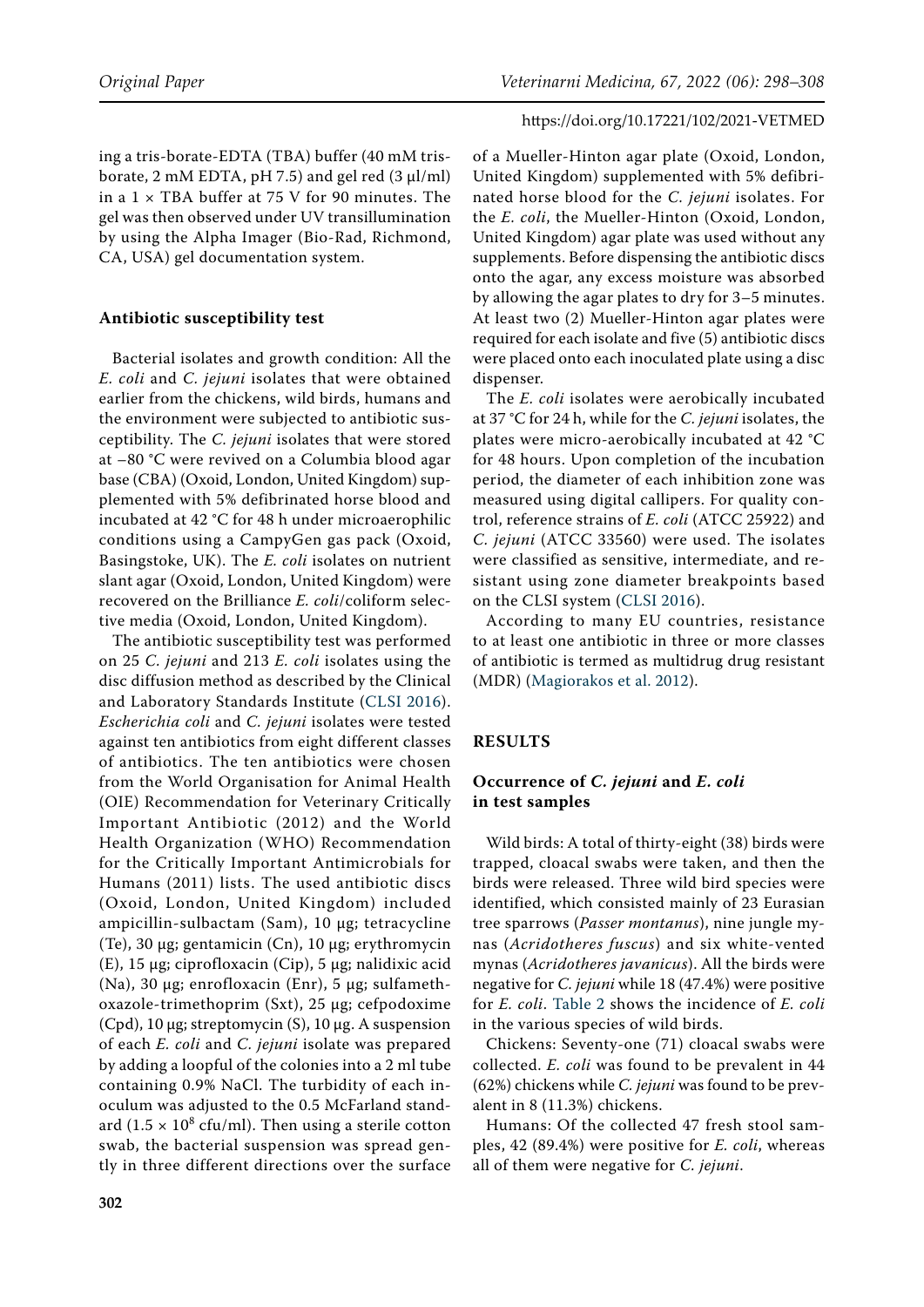ing a tris-borate-EDTA (TBA) buffer (40 mM tris-borate, 2 mM EDTA, pH 7.5) and gel red (3 µl/ml) in a 1 × TBA buffer at 75 V for 90 minutes. The gel was then observed under UV transillumination by using the Alpha Imager (Bio-Rad, Richmond, CA, USA) gel documentation system.

### Antibiotic susceptibility test

Bacterial isolates and growth condition: All the *E. coli* and *C. jejuni* isolates that were obtained earlier from the chickens, wild birds, humans and the environment were subjected to antibiotic susceptibility. The *C. jejuni* isolates that were stored at −80 °C were revived on a Columbia blood agar base (CBA) (Oxoid, London, United Kingdom) supplemented with 5% defibrinated horse blood and incubated at 42 °C for 48 h under microaerophilic conditions using a CampyGen gas pack (Oxoid, Basingstoke, UK). The *E. coli* isolates on nutrient slant agar (Oxoid, London, United Kingdom) were recovered on the Brilliance *E. coli*/coliform selective media (Oxoid, London, United Kingdom).

The antibiotic susceptibility test was performed on 25 *C. jejuni* and 213 *E. coli* isolates using the disc diffusion method as described by the Clinical and Laboratory Standards Institute (CLSI 2016). *Escherichia coli* and *C. jejuni* isolates were tested against ten antibiotics from eight different classes of antibiotics. The ten antibiotics were chosen from the World Organisation for Animal Health (OIE) Recommendation for Veterinary Critically Important Antibiotic (2012) and the World Health Organization (WHO) Recommendation for the Critically Important Antimicrobials for Humans (2011) lists. The used antibiotic discs (Oxoid, London, United Kingdom) included ampicillin-sulbactam (Sam), 10 µg; tetracycline (Te), 30 µg; gentamicin (Cn), 10 µg; erythromycin (E), 15 µg; ciprofloxacin (Cip), 5 µg; nalidixic acid (Na), 30 µg; enrofloxacin (Enr), 5 µg; sulfamethoxazole-trimethoprim (Sxt), 25 µg; cefpodoxime (Cpd), 10 µg; streptomycin (S), 10 µg. A suspension of each *E. coli* and *C. jejuni* isolate was prepared by adding a loopful of the colonies into a 2 ml tube containing 0.9% NaCl. The turbidity of each inoculum was adjusted to the 0.5 McFarland standard ($1.5 \times 10^8$ cfu/ml). Then using a sterile cotton swab, the bacterial suspension was spread gently in three different directions over the surface of a Mueller-Hinton agar plate (Oxoid, London, United Kingdom) supplemented with 5% defibrinated horse blood for the *C. jejuni* isolates. For the *E. coli*, the Mueller-Hinton (Oxoid, London, United Kingdom) agar plate was used without any supplements. Before dispensing the antibiotic discs onto the agar, any excess moisture was absorbed by allowing the agar plates to dry for 3–5 minutes. At least two (2) Mueller-Hinton agar plates were required for each isolate and five (5) antibiotic discs were placed onto each inoculated plate using a disc dispenser.

The *E. coli* isolates were aerobically incubated at 37 °C for 24 h, while for the *C. jejuni* isolates, the plates were micro-aerobically incubated at 42 °C for 48 hours. Upon completion of the incubation period, the diameter of each inhibition zone was measured using digital callipers. For quality control, reference strains of *E. coli* (ATCC 25922) and *C. jejuni* (ATCC 33560) were used. The isolates were classified as sensitive, intermediate, and resistant using zone diameter breakpoints based on the CLSI system (CLSI 2016).

According to many EU countries, resistance to at least one antibiotic in three or more classes of antibiotic is termed as multidrug drug resistant (MDR) (Magiorakos et al. 2012).

## RESULTS

### Occurrence of *C. jejuni* and *E. coli* in test samples

Wild birds: A total of thirty-eight (38) birds were trapped, cloacal swabs were taken, and then the birds were released. Three wild bird species were identified, which consisted mainly of 23 Eurasian tree sparrows (*Passer montanus*), nine jungle mynas (*Acridotheres fuscus*) and six white-vented mynas (*Acridotheres javanicus*). All the birds were negative for *C. jejuni* while 18 (47.4%) were positive for *E. coli*. Table 2 shows the incidence of *E. coli* in the various species of wild birds.

Chickens: Seventy-one (71) cloacal swabs were collected. *E. coli* was found to be prevalent in 44 (62%) chickens while *C. jejuni* was found to be prevalent in 8 (11.3%) chickens.

Humans: Of the collected 47 fresh stool samples, 42 (89.4%) were positive for *E. coli*, whereas all of them were negative for *C. jejuni*.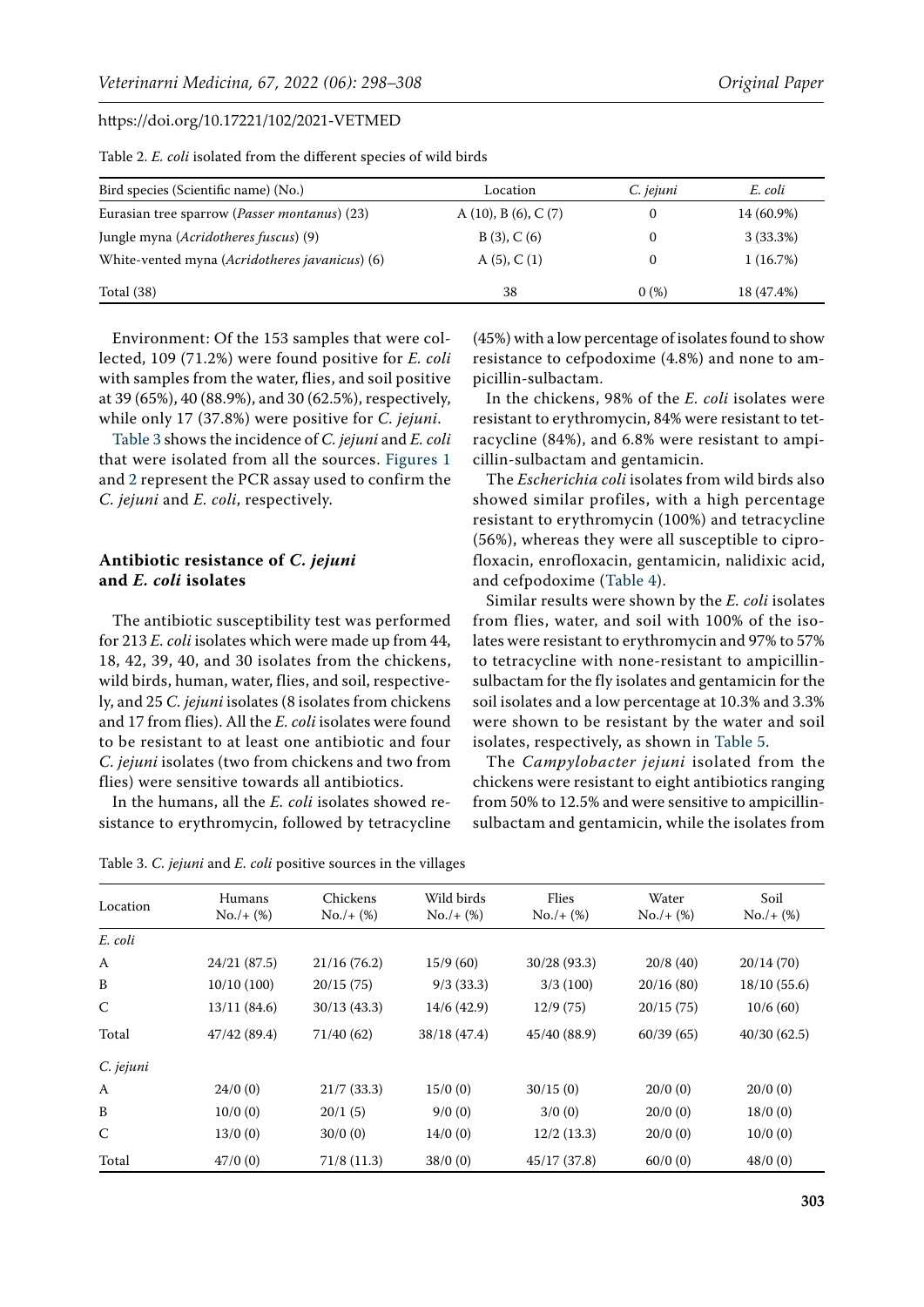Table 2. *E. coli* isolated from the different species of wild birds

| Bird species (Scientific name) (No.) | Location | *C. jejuni* | *E. coli* |
|---|---|---|---|
| Eurasian tree sparrow (*Passer montanus*) (23) | A (10), B (6), C (7) | 0 | 14 (60.9%) |
| Jungle myna (*Acridotheres fuscus*) (9) | B (3), C (6) | 0 | 3 (33.3%) |
| White-vented myna (*Acridotheres javanicus*) (6) | A (5), C (1) | 0 | 1 (16.7%) |
| Total (38) | 38 | 0 (%) | 18 (47.4%) |

Environment: Of the 153 samples that were collected, 109 (71.2%) were found positive for *E. coli* with samples from the water, flies, and soil positive at 39 (65%), 40 (88.9%), and 30 (62.5%), respectively, while only 17 (37.8%) were positive for *C. jejuni*.

Table 3 shows the incidence of *C. jejuni* and *E. coli* that were isolated from all the sources. Figures 1 and 2 represent the PCR assay used to confirm the *C. jejuni* and *E. coli*, respectively.

## Antibiotic resistance of *C. jejuni* and *E. coli* isolates

The antibiotic susceptibility test was performed for 213 *E. coli* isolates which were made up from 44, 18, 42, 39, 40, and 30 isolates from the chickens, wild birds, human, water, flies, and soil, respectively, and 25 *C. jejuni* isolates (8 isolates from chickens and 17 from flies). All the *E. coli* isolates were found to be resistant to at least one antibiotic and four *C. jejuni* isolates (two from chickens and two from flies) were sensitive towards all antibiotics.

In the humans, all the *E. coli* isolates showed resistance to erythromycin, followed by tetracycline (45%) with a low percentage of isolates found to show resistance to cefpodoxime (4.8%) and none to ampicillin-sulbactam.

In the chickens, 98% of the *E. coli* isolates were resistant to erythromycin, 84% were resistant to tetracycline (84%), and 6.8% were resistant to ampicillin-sulbactam and gentamicin.

The *Escherichia coli* isolates from wild birds also showed similar profiles, with a high percentage resistant to erythromycin (100%) and tetracycline (56%), whereas they were all susceptible to ciprofloxacin, enrofloxacin, gentamicin, nalidixic acid, and cefpodoxime (Table 4).

Similar results were shown by the *E. coli* isolates from flies, water, and soil with 100% of the isolates were resistant to erythromycin and 97% to 57% to tetracycline with none-resistant to ampicillin-sulbactam for the fly isolates and gentamicin for the soil isolates and a low percentage at 10.3% and 3.3% were shown to be resistant by the water and soil isolates, respectively, as shown in Table 5.

The *Campylobacter jejuni* isolated from the chickens were resistant to eight antibiotics ranging from 50% to 12.5% and were sensitive to ampicillin-sulbactam and gentamicin, while the isolates from

Table 3. *C. jejuni* and *E. coli* positive sources in the villages

| Location | Humans No./+ (%) | Chickens No./+ (%) | Wild birds No./+ (%) | Flies No./+ (%) | Water No./+ (%) | Soil No./+ (%) |
|---|---|---|---|---|---|---|
| *E. coli* | | | | | | |
| A | 24/21 (87.5) | 21/16 (76.2) | 15/9 (60) | 30/28 (93.3) | 20/8 (40) | 20/14 (70) |
| B | 10/10 (100) | 20/15 (75) | 9/3 (33.3) | 3/3 (100) | 20/16 (80) | 18/10 (55.6) |
| C | 13/11 (84.6) | 30/13 (43.3) | 14/6 (42.9) | 12/9 (75) | 20/15 (75) | 10/6 (60) |
| Total | 47/42 (89.4) | 71/40 (62) | 38/18 (47.4) | 45/40 (88.9) | 60/39 (65) | 40/30 (62.5) |
| *C. jejuni* | | | | | | |
| A | 24/0 (0) | 21/7 (33.3) | 15/0 (0) | 30/15 (0) | 20/0 (0) | 20/0 (0) |
| B | 10/0 (0) | 20/1 (5) | 9/0 (0) | 3/0 (0) | 20/0 (0) | 18/0 (0) |
| C | 13/0 (0) | 30/0 (0) | 14/0 (0) | 12/2 (13.3) | 20/0 (0) | 10/0 (0) |
| Total | 47/0 (0) | 71/8 (11.3) | 38/0 (0) | 45/17 (37.8) | 60/0 (0) | 48/0 (0) |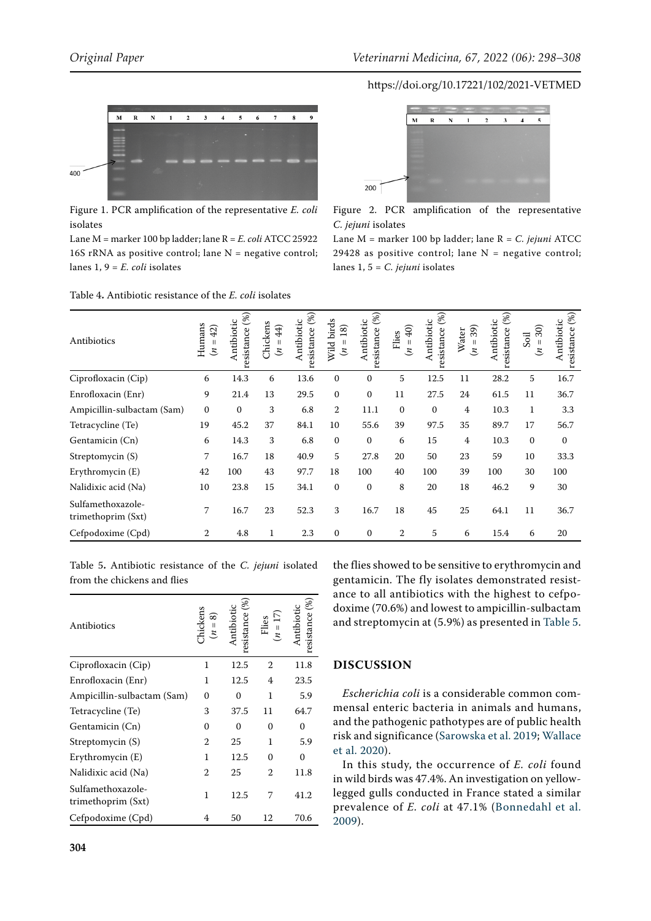Figure 1. PCR amplification of the representative *E. coli* isolates

Lane M = marker 100 bp ladder; lane R = *E. coli* ATCC 25922 16S rRNA as positive control; lane N = negative control; lanes 1, 9 = *E. coli* isolates

Figure 2. PCR amplification of the representative *C. jejuni* isolates

Lane M = marker 100 bp ladder; lane R = *C. jejuni* ATCC 29428 as positive control; lane N = negative control; lanes 1, 5 = *C. jejuni* isolates

Table 4. Antibiotic resistance of the *E. coli* isolates

| Antibiotics | Humans ($n$ = 42) | Antibiotic resistance (%) | Chickens ($n$ = 44) | Antibiotic resistance (%) | Wild birds ($n$ = 18) | Antibiotic resistance (%) | Flies ($n$ = 40) | Antibiotic resistance (%) | Water ($n$ = 39) | Antibiotic resistance (%) | Soil ($n$ = 30) | Antibiotic resistance (%) |
|---|---|---|---|---|---|---|---|---|---|---|---|---|
| Ciprofloxacin (Cip) | 6 | 14.3 | 6 | 13.6 | 0 | 0 | 5 | 12.5 | 11 | 28.2 | 5 | 16.7 |
| Enrofloxacin (Enr) | 9 | 21.4 | 13 | 29.5 | 0 | 0 | 11 | 27.5 | 24 | 61.5 | 11 | 36.7 |
| Ampicillin-sulbactam (Sam) | 0 | 0 | 3 | 6.8 | 2 | 11.1 | 0 | 0 | 4 | 10.3 | 1 | 3.3 |
| Tetracycline (Te) | 19 | 45.2 | 37 | 84.1 | 10 | 55.6 | 39 | 97.5 | 35 | 89.7 | 17 | 56.7 |
| Gentamicin (Cn) | 6 | 14.3 | 3 | 6.8 | 0 | 0 | 6 | 15 | 4 | 10.3 | 0 | 0 |
| Streptomycin (S) | 7 | 16.7 | 18 | 40.9 | 5 | 27.8 | 20 | 50 | 23 | 59 | 10 | 33.3 |
| Erythromycin (E) | 42 | 100 | 43 | 97.7 | 18 | 100 | 40 | 100 | 39 | 100 | 30 | 100 |
| Nalidixic acid (Na) | 10 | 23.8 | 15 | 34.1 | 0 | 0 | 8 | 20 | 18 | 46.2 | 9 | 30 |
| Sulfamethoxazole-trimethoprim (Sxt) | 7 | 16.7 | 23 | 52.3 | 3 | 16.7 | 18 | 45 | 25 | 64.1 | 11 | 36.7 |
| Cefpodoxime (Cpd) | 2 | 4.8 | 1 | 2.3 | 0 | 0 | 2 | 5 | 6 | 15.4 | 6 | 20 |

Table 5. Antibiotic resistance of the *C. jejuni* isolated from the chickens and flies

| Antibiotics | Chickens ($n$ = 8) | Antibiotic resistance (%) | Flies ($n$ = 17) | Antibiotic resistance (%) |
|---|---|---|---|---|
| Ciprofloxacin (Cip) | 1 | 12.5 | 2 | 11.8 |
| Enrofloxacin (Enr) | 1 | 12.5 | 4 | 23.5 |
| Ampicillin-sulbactam (Sam) | 0 | 0 | 1 | 5.9 |
| Tetracycline (Te) | 3 | 37.5 | 11 | 64.7 |
| Gentamicin (Cn) | 0 | 0 | 0 | 0 |
| Streptomycin (S) | 2 | 25 | 1 | 5.9 |
| Erythromycin (E) | 1 | 12.5 | 0 | 0 |
| Nalidixic acid (Na) | 2 | 25 | 2 | 11.8 |
| Sulfamethoxazole-trimethoprim (Sxt) | 1 | 12.5 | 7 | 41.2 |
| Cefpodoxime (Cpd) | 4 | 50 | 12 | 70.6 |

the flies showed to be sensitive to erythromycin and gentamicin. The fly isolates demonstrated resistance to all antibiotics with the highest to cefpodoxime (70.6%) and lowest to ampicillin-sulbactam and streptomycin at (5.9%) as presented in Table 5.

## DISCUSSION

*Escherichia coli* is a considerable common commensal enteric bacteria in animals and humans, and the pathogenic pathotypes are of public health risk and significance (Sarowska et al. 2019; Wallace et al. 2020).

In this study, the occurrence of *E. coli* found in wild birds was 47.4%. An investigation on yellow-legged gulls conducted in France stated a similar prevalence of *E. coli* at 47.1% (Bonnedahl et al. 2009).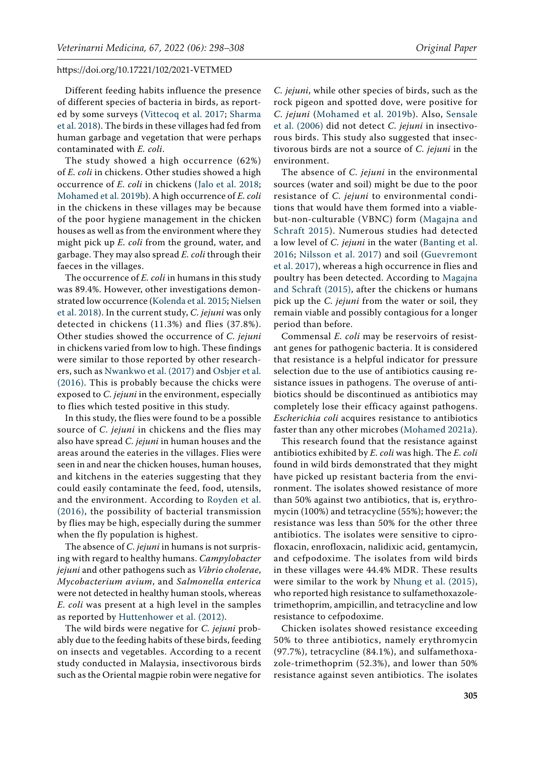Different feeding habits influence the presence of different species of bacteria in birds, as reported by some surveys (Vittecoq et al. 2017; Sharma et al. 2018). The birds in these villages had fed from human garbage and vegetation that were perhaps contaminated with *E. coli*.

The study showed a high occurrence (62%) of *E. coli* in chickens. Other studies showed a high occurrence of *E. coli* in chickens (Jalo et al. 2018; Mohamed et al. 2019b). A high occurrence of *E. coli* in the chickens in these villages may be because of the poor hygiene management in the chicken houses as well as from the environment where they might pick up *E. coli* from the ground, water, and garbage. They may also spread *E. coli* through their faeces in the villages.

The occurrence of *E. coli* in humans in this study was 89.4%. However, other investigations demonstrated low occurrence (Kolenda et al. 2015; Nielsen et al. 2018). In the current study, *C. jejuni* was only detected in chickens (11.3%) and flies (37.8%). Other studies showed the occurrence of *C. jejuni* in chickens varied from low to high. These findings were similar to those reported by other researchers, such as Nwankwo et al. (2017) and Osbjer et al. (2016). This is probably because the chicks were exposed to *C. jejuni* in the environment, especially to flies which tested positive in this study.

In this study, the flies were found to be a possible source of *C. jejuni* in chickens and the flies may also have spread *C. jejuni* in human houses and the areas around the eateries in the villages. Flies were seen in and near the chicken houses, human houses, and kitchens in the eateries suggesting that they could easily contaminate the feed, food, utensils, and the environment. According to Royden et al. (2016), the possibility of bacterial transmission by flies may be high, especially during the summer when the fly population is highest.

The absence of *C. jejuni* in humans is not surprising with regard to healthy humans. *Campylobacter jejuni* and other pathogens such as *Vibrio cholerae*, *Mycobacterium avium*, and *Salmonella enterica* were not detected in healthy human stools, whereas *E. coli* was present at a high level in the samples as reported by Huttenhower et al. (2012).

The wild birds were negative for *C. jejuni* probably due to the feeding habits of these birds, feeding on insects and vegetables. According to a recent study conducted in Malaysia, insectivorous birds such as the Oriental magpie robin were negative for *C. jejuni*, while other species of birds, such as the rock pigeon and spotted dove, were positive for *C. jejuni* (Mohamed et al. 2019b). Also, Sensale et al. (2006) did not detect *C. jejuni* in insectivorous birds. This study also suggested that insectivorous birds are not a source of *C. jejuni* in the environment.

The absence of *C. jejuni* in the environmental sources (water and soil) might be due to the poor resistance of *C. jejuni* to environmental conditions that would have them formed into a viable-but-non-culturable (VBNC) form (Magajna and Schraft 2015). Numerous studies had detected a low level of *C. jejuni* in the water (Banting et al. 2016; Nilsson et al. 2017) and soil (Guevremont et al. 2017), whereas a high occurrence in flies and poultry has been detected. According to Magajna and Schraft (2015), after the chickens or humans pick up the *C. jejuni* from the water or soil, they remain viable and possibly contagious for a longer period than before.

Commensal *E. coli* may be reservoirs of resistant genes for pathogenic bacteria. It is considered that resistance is a helpful indicator for pressure selection due to the use of antibiotics causing resistance issues in pathogens. The overuse of antibiotics should be discontinued as antibiotics may completely lose their efficacy against pathogens. *Escherichia coli* acquires resistance to antibiotics faster than any other microbes (Mohamed 2021a).

This research found that the resistance against antibiotics exhibited by *E. coli* was high. The *E. coli* found in wild birds demonstrated that they might have picked up resistant bacteria from the environment. The isolates showed resistance of more than 50% against two antibiotics, that is, erythromycin (100%) and tetracycline (55%); however; the resistance was less than 50% for the other three antibiotics. The isolates were sensitive to ciprofloxacin, enrofloxacin, nalidixic acid, gentamycin, and cefpodoxime. The isolates from wild birds in these villages were 44.4% MDR. These results were similar to the work by Nhung et al. (2015), who reported high resistance to sulfamethoxazole-trimethoprim, ampicillin, and tetracycline and low resistance to cefpodoxime.

Chicken isolates showed resistance exceeding 50% to three antibiotics, namely erythromycin (97.7%), tetracycline (84.1%), and sulfamethoxazole-trimethoprim (52.3%), and lower than 50% resistance against seven antibiotics. The isolates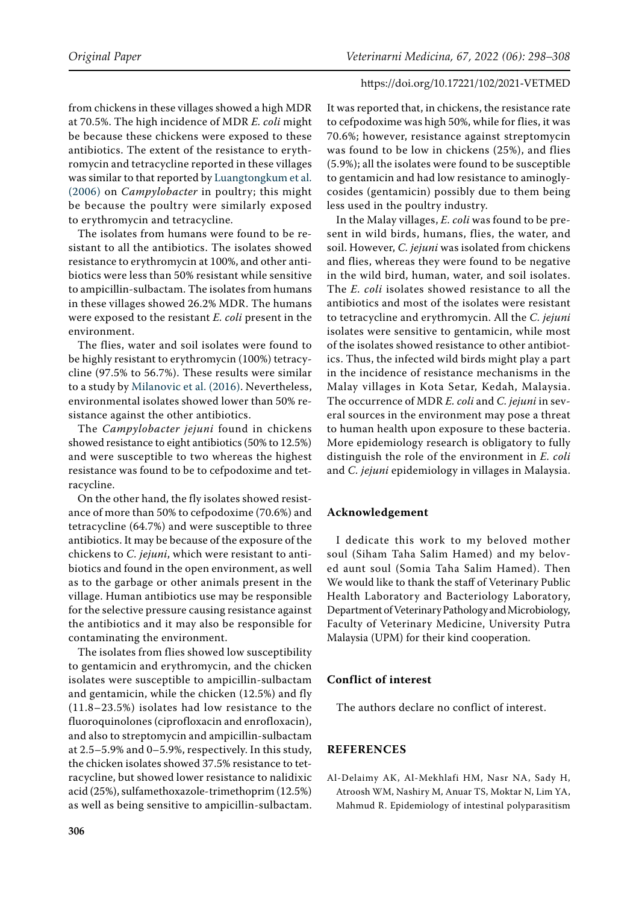from chickens in these villages showed a high MDR at 70.5%. The high incidence of MDR *E. coli* might be because these chickens were exposed to these antibiotics. The extent of the resistance to erythromycin and tetracycline reported in these villages was similar to that reported by Luangtongkum et al. (2006) on *Campylobacter* in poultry; this might be because the poultry were similarly exposed to erythromycin and tetracycline.

The isolates from humans were found to be resistant to all the antibiotics. The isolates showed resistance to erythromycin at 100%, and other antibiotics were less than 50% resistant while sensitive to ampicillin-sulbactam. The isolates from humans in these villages showed 26.2% MDR. The humans were exposed to the resistant *E. coli* present in the environment.

The flies, water and soil isolates were found to be highly resistant to erythromycin (100%) tetracycline (97.5% to 56.7%). These results were similar to a study by Milanovic et al. (2016). Nevertheless, environmental isolates showed lower than 50% resistance against the other antibiotics.

The *Campylobacter jejuni* found in chickens showed resistance to eight antibiotics (50% to 12.5%) and were susceptible to two whereas the highest resistance was found to be to cefpodoxime and tetracycline.

On the other hand, the fly isolates showed resistance of more than 50% to cefpodoxime (70.6%) and tetracycline (64.7%) and were susceptible to three antibiotics. It may be because of the exposure of the chickens to *C. jejuni*, which were resistant to antibiotics and found in the open environment, as well as to the garbage or other animals present in the village. Human antibiotics use may be responsible for the selective pressure causing resistance against the antibiotics and it may also be responsible for contaminating the environment.

The isolates from flies showed low susceptibility to gentamicin and erythromycin, and the chicken isolates were susceptible to ampicillin-sulbactam and gentamicin, while the chicken (12.5%) and fly (11.8–23.5%) isolates had low resistance to the fluoroquinolones (ciprofloxacin and enrofloxacin), and also to streptomycin and ampicillin-sulbactam at 2.5–5.9% and 0–5.9%, respectively. In this study, the chicken isolates showed 37.5% resistance to tetracycline, but showed lower resistance to nalidixic acid (25%), sulfamethoxazole-trimethoprim (12.5%) as well as being sensitive to ampicillin-sulbactam. It was reported that, in chickens, the resistance rate to cefpodoxime was high 50%, while for flies, it was 70.6%; however, resistance against streptomycin was found to be low in chickens (25%), and flies (5.9%); all the isolates were found to be susceptible to gentamicin and had low resistance to aminoglycosides (gentamicin) possibly due to them being less used in the poultry industry.

In the Malay villages, *E. coli* was found to be present in wild birds, humans, flies, the water, and soil. However, *C. jejuni* was isolated from chickens and flies, whereas they were found to be negative in the wild bird, human, water, and soil isolates. The *E. coli* isolates showed resistance to all the antibiotics and most of the isolates were resistant to tetracycline and erythromycin. All the *C. jejuni* isolates were sensitive to gentamicin, while most of the isolates showed resistance to other antibiotics. Thus, the infected wild birds might play a part in the incidence of resistance mechanisms in the Malay villages in Kota Setar, Kedah, Malaysia. The occurrence of MDR *E. coli* and *C. jejuni* in several sources in the environment may pose a threat to human health upon exposure to these bacteria. More epidemiology research is obligatory to fully distinguish the role of the environment in *E. coli* and *C. jejuni* epidemiology in villages in Malaysia.

## Acknowledgement

I dedicate this work to my beloved mother soul (Siham Taha Salim Hamed) and my beloved aunt soul (Somia Taha Salim Hamed). Then We would like to thank the staff of Veterinary Public Health Laboratory and Bacteriology Laboratory, Department of Veterinary Pathology and Microbiology, Faculty of Veterinary Medicine, University Putra Malaysia (UPM) for their kind cooperation.

## Conflict of interest

The authors declare no conflict of interest.

## REFERENCES

Al-Delaimy AK, Al-Mekhlafi HM, Nasr NA, Sady H, Atroosh WM, Nashiry M, Anuar TS, Moktar N, Lim YA, Mahmud R. Epidemiology of intestinal polyparasitism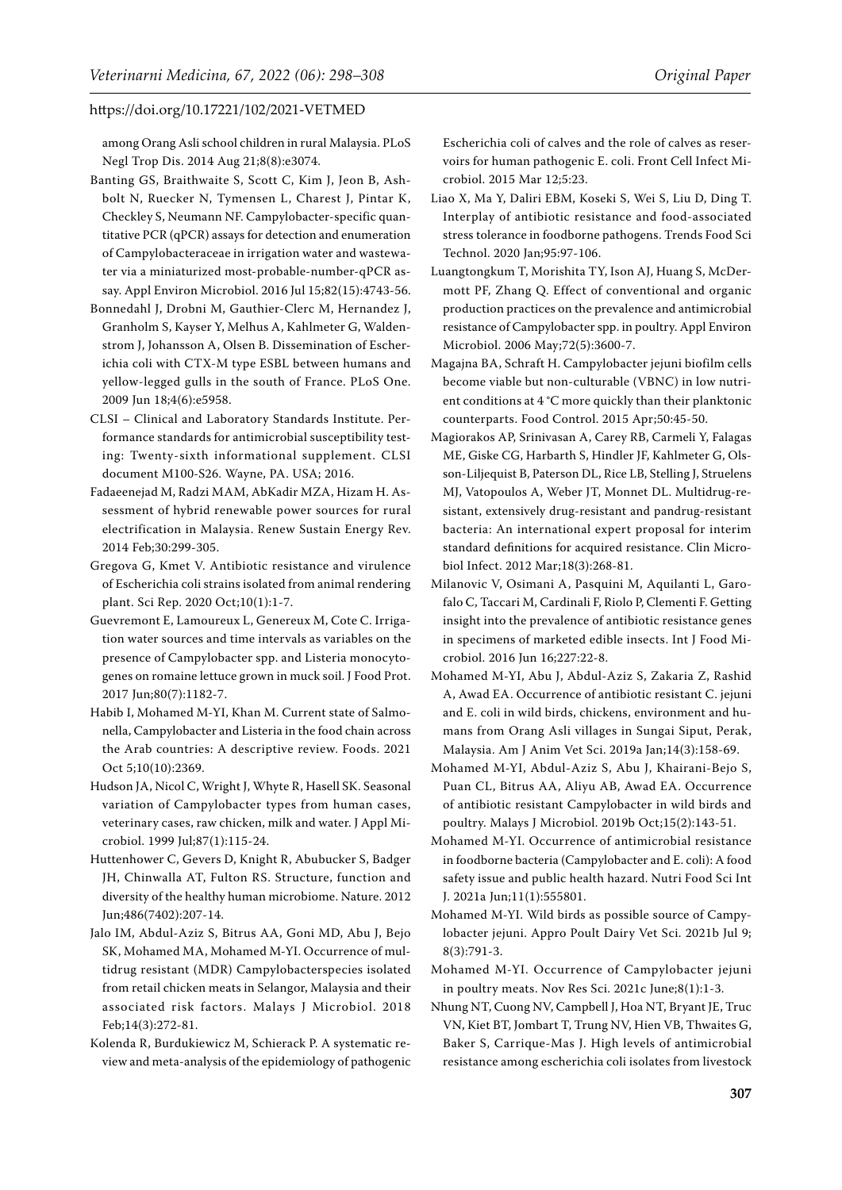among Orang Asli school children in rural Malaysia. PLoS Negl Trop Dis. 2014 Aug 21;8(8):e3074.

Banting GS, Braithwaite S, Scott C, Kim J, Jeon B, Ashbolt N, Ruecker N, Tymensen L, Charest J, Pintar K, Checkley S, Neumann NF. Campylobacter-specific quantitative PCR (qPCR) assays for detection and enumeration of Campylobacteraceae in irrigation water and wastewater via a miniaturized most-probable-number-qPCR assay. Appl Environ Microbiol. 2016 Jul 15;82(15):4743-56.

Bonnedahl J, Drobni M, Gauthier-Clerc M, Hernandez J, Granholm S, Kayser Y, Melhus A, Kahlmeter G, Waldenstrom J, Johansson A, Olsen B. Dissemination of Escherichia coli with CTX-M type ESBL between humans and yellow-legged gulls in the south of France. PLoS One. 2009 Jun 18;4(6):e5958.

CLSI – Clinical and Laboratory Standards Institute. Performance standards for antimicrobial susceptibility testing: Twenty-sixth informational supplement. CLSI document M100-S26. Wayne, PA. USA; 2016.

Fadaeenejad M, Radzi MAM, AbKadir MZA, Hizam H. Assessment of hybrid renewable power sources for rural electrification in Malaysia. Renew Sustain Energy Rev. 2014 Feb;30:299-305.

Gregova G, Kmet V. Antibiotic resistance and virulence of Escherichia coli strains isolated from animal rendering plant. Sci Rep. 2020 Oct;10(1):1-7.

Guevremont E, Lamoureux L, Genereux M, Cote C. Irrigation water sources and time intervals as variables on the presence of Campylobacter spp. and Listeria monocytogenes on romaine lettuce grown in muck soil. J Food Prot. 2017 Jun;80(7):1182-7.

Habib I, Mohamed M-YI, Khan M. Current state of Salmonella, Campylobacter and Listeria in the food chain across the Arab countries: A descriptive review. Foods. 2021 Oct 5;10(10):2369.

Hudson JA, Nicol C, Wright J, Whyte R, Hasell SK. Seasonal variation of Campylobacter types from human cases, veterinary cases, raw chicken, milk and water. J Appl Microbiol. 1999 Jul;87(1):115-24.

Huttenhower C, Gevers D, Knight R, Abubucker S, Badger JH, Chinwalla AT, Fulton RS. Structure, function and diversity of the healthy human microbiome. Nature. 2012 Jun;486(7402):207-14.

Jalo IM, Abdul-Aziz S, Bitrus AA, Goni MD, Abu J, Bejo SK, Mohamed MA, Mohamed M-YI. Occurrence of multidrug resistant (MDR) Campylobacterspecies isolated from retail chicken meats in Selangor, Malaysia and their associated risk factors. Malays J Microbiol. 2018 Feb;14(3):272-81.

Kolenda R, Burdukiewicz M, Schierack P. A systematic review and meta-analysis of the epidemiology of pathogenic Escherichia coli of calves and the role of calves as reservoirs for human pathogenic E. coli. Front Cell Infect Microbiol. 2015 Mar 12;5:23.

Liao X, Ma Y, Daliri EBM, Koseki S, Wei S, Liu D, Ding T. Interplay of antibiotic resistance and food-associated stress tolerance in foodborne pathogens. Trends Food Sci Technol. 2020 Jan;95:97-106.

Luangtongkum T, Morishita TY, Ison AJ, Huang S, McDermott PF, Zhang Q. Effect of conventional and organic production practices on the prevalence and antimicrobial resistance of Campylobacter spp. in poultry. Appl Environ Microbiol. 2006 May;72(5):3600-7.

Magajna BA, Schraft H. Campylobacter jejuni biofilm cells become viable but non-culturable (VBNC) in low nutrient conditions at 4 °C more quickly than their planktonic counterparts. Food Control. 2015 Apr;50:45-50.

Magiorakos AP, Srinivasan A, Carey RB, Carmeli Y, Falagas ME, Giske CG, Harbarth S, Hindler JF, Kahlmeter G, Olsson-Liljequist B, Paterson DL, Rice LB, Stelling J, Struelens MJ, Vatopoulos A, Weber JT, Monnet DL. Multidrug-resistant, extensively drug-resistant and pandrug-resistant bacteria: An international expert proposal for interim standard definitions for acquired resistance. Clin Microbiol Infect. 2012 Mar;18(3):268-81.

Milanovic V, Osimani A, Pasquini M, Aquilanti L, Garofalo C, Taccari M, Cardinali F, Riolo P, Clementi F. Getting insight into the prevalence of antibiotic resistance genes in specimens of marketed edible insects. Int J Food Microbiol. 2016 Jun 16;227:22-8.

Mohamed M-YI, Abu J, Abdul-Aziz S, Zakaria Z, Rashid A, Awad EA. Occurrence of antibiotic resistant C. jejuni and E. coli in wild birds, chickens, environment and humans from Orang Asli villages in Sungai Siput, Perak, Malaysia. Am J Anim Vet Sci. 2019a Jan;14(3):158-69.

Mohamed M-YI, Abdul-Aziz S, Abu J, Khairani-Bejo S, Puan CL, Bitrus AA, Aliyu AB, Awad EA. Occurrence of antibiotic resistant Campylobacter in wild birds and poultry. Malays J Microbiol. 2019b Oct;15(2):143-51.

Mohamed M-YI. Occurrence of antimicrobial resistance in foodborne bacteria (Campylobacter and E. coli): A food safety issue and public health hazard. Nutri Food Sci Int J. 2021a Jun;11(1):555801.

Mohamed M-YI. Wild birds as possible source of Campylobacter jejuni. Appro Poult Dairy Vet Sci. 2021b Jul 9; 8(3):791-3.

Mohamed M-YI. Occurrence of Campylobacter jejuni in poultry meats. Nov Res Sci. 2021c June;8(1):1-3.

Nhung NT, Cuong NV, Campbell J, Hoa NT, Bryant JE, Truc VN, Kiet BT, Jombart T, Trung NV, Hien VB, Thwaites G, Baker S, Carrique-Mas J. High levels of antimicrobial resistance among escherichia coli isolates from livestock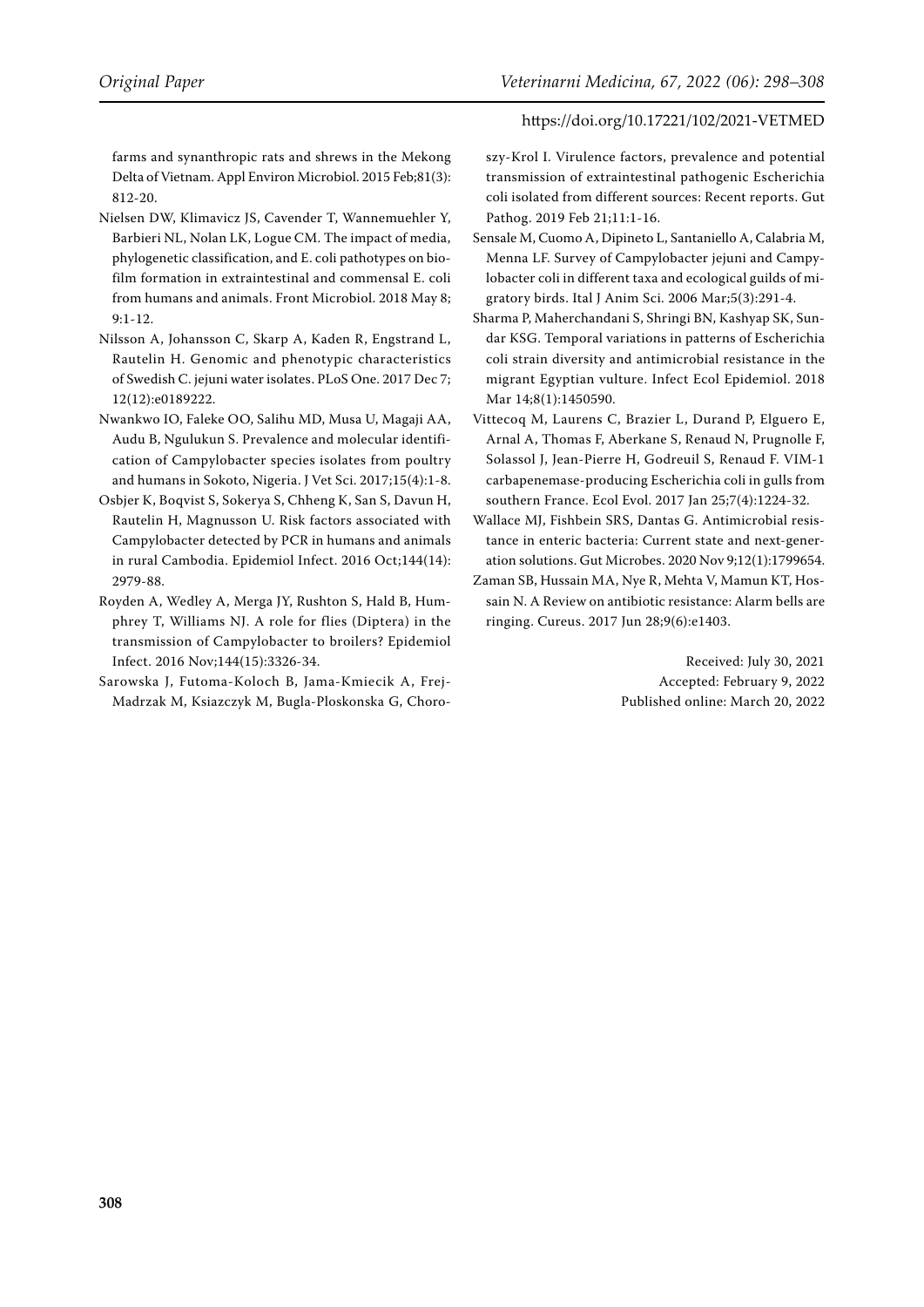farms and synanthropic rats and shrews in the Mekong Delta of Vietnam. Appl Environ Microbiol. 2015 Feb;81(3): 812-20.

Nielsen DW, Klimavicz JS, Cavender T, Wannemuehler Y, Barbieri NL, Nolan LK, Logue CM. The impact of media, phylogenetic classification, and E. coli pathotypes on biofilm formation in extraintestinal and commensal E. coli from humans and animals. Front Microbiol. 2018 May 8; 9:1-12.

Nilsson A, Johansson C, Skarp A, Kaden R, Engstrand L, Rautelin H. Genomic and phenotypic characteristics of Swedish C. jejuni water isolates. PLoS One. 2017 Dec 7; 12(12):e0189222.

Nwankwo IO, Faleke OO, Salihu MD, Musa U, Magaji AA, Audu B, Ngulukun S. Prevalence and molecular identification of Campylobacter species isolates from poultry and humans in Sokoto, Nigeria. J Vet Sci. 2017;15(4):1-8.

Osbjer K, Boqvist S, Sokerya S, Chheng K, San S, Davun H, Rautelin H, Magnusson U. Risk factors associated with Campylobacter detected by PCR in humans and animals in rural Cambodia. Epidemiol Infect. 2016 Oct;144(14): 2979-88.

Royden A, Wedley A, Merga JY, Rushton S, Hald B, Humphrey T, Williams NJ. A role for flies (Diptera) in the transmission of Campylobacter to broilers? Epidemiol Infect. 2016 Nov;144(15):3326-34.

Sarowska J, Futoma-Koloch B, Jama-Kmiecik A, Frej-Madrzak M, Ksiazczyk M, Bugla-Ploskonska G, Choroszy-Krol I. Virulence factors, prevalence and potential transmission of extraintestinal pathogenic Escherichia coli isolated from different sources: Recent reports. Gut Pathog. 2019 Feb 21;11:1-16.

Sensale M, Cuomo A, Dipineto L, Santaniello A, Calabria M, Menna LF. Survey of Campylobacter jejuni and Campylobacter coli in different taxa and ecological guilds of migratory birds. Ital J Anim Sci. 2006 Mar;5(3):291-4.

Sharma P, Maherchandani S, Shringi BN, Kashyap SK, Sundar KSG. Temporal variations in patterns of Escherichia coli strain diversity and antimicrobial resistance in the migrant Egyptian vulture. Infect Ecol Epidemiol. 2018 Mar 14;8(1):1450590.

Vittecoq M, Laurens C, Brazier L, Durand P, Elguero E, Arnal A, Thomas F, Aberkane S, Renaud N, Prugnolle F, Solassol J, Jean-Pierre H, Godreuil S, Renaud F. VIM-1 carbapenemase-producing Escherichia coli in gulls from southern France. Ecol Evol. 2017 Jan 25;7(4):1224-32.

Wallace MJ, Fishbein SRS, Dantas G. Antimicrobial resistance in enteric bacteria: Current state and next-generation solutions. Gut Microbes. 2020 Nov 9;12(1):1799654.

Zaman SB, Hussain MA, Nye R, Mehta V, Mamun KT, Hossain N. A Review on antibiotic resistance: Alarm bells are ringing. Cureus. 2017 Jun 28;9(6):e1403.

Received: July 30, 2021
Accepted: February 9, 2022
Published online: March 20, 2022